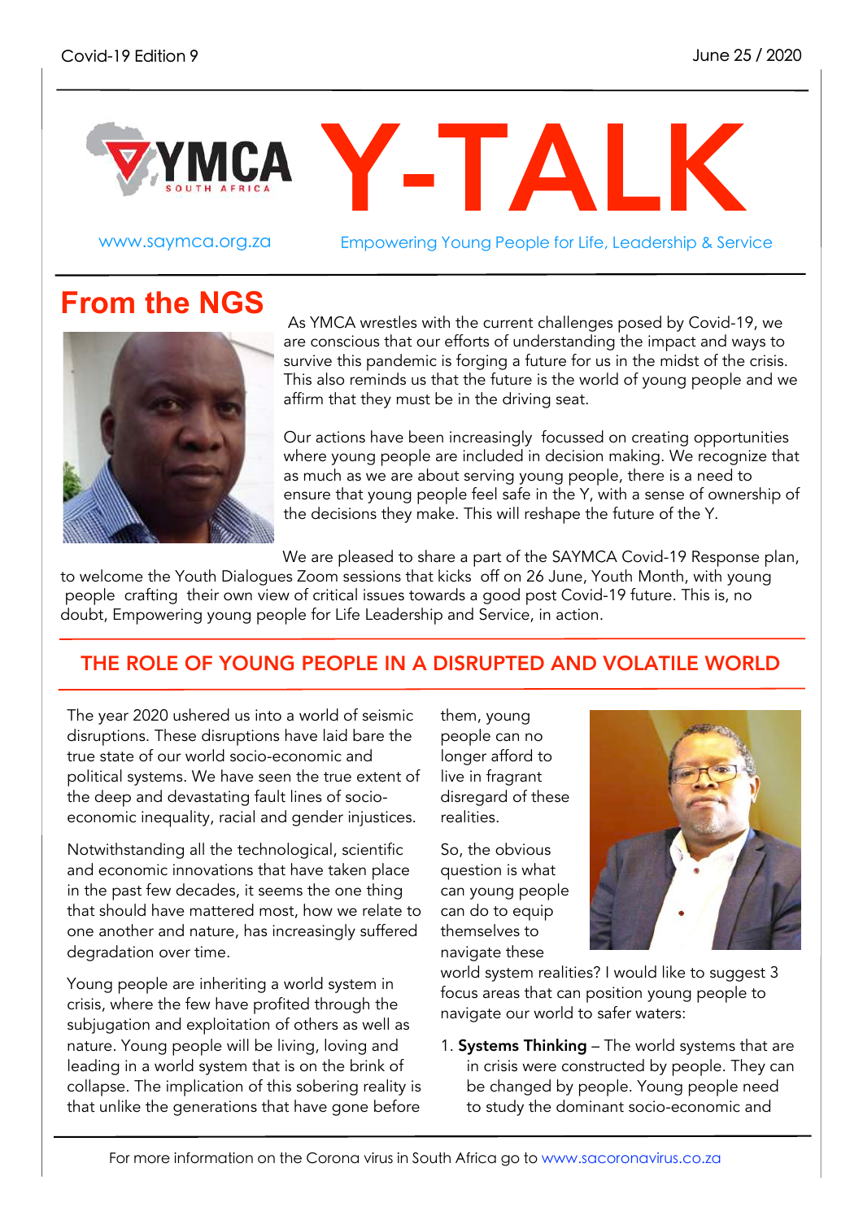Covid-19 Edition 9

June 25 / 2020

# Y-TALK

www.saymca.org.za

Empowering Young People for Life, Leadership & Service

## From the NGS

As YMCA wrestles with the current challenges posed by Covid-19, we are conscious that our efforts of understanding the impact and ways to survive this pandemic is forging a future for us in the midst of the crisis. This also reminds us that the future is the world of young people and we affirm that they must be in the driving seat.

Our actions have been increasingly focussed on creating opportunities where young people are included in decision making. We recognize that as much as we are about serving young people, there is a need to ensure that young people feel safe in the Y, with a sense of ownership of the decisions they make. This will reshape the future of the Y.

We are pleased to share a part of the SAYMCA Covid-19 Response plan, to welcome the Youth Dialogues Zoom sessions that kicks off on 26 June, Youth Month, with young people crafting their own view of critical issues towards a good post Covid-19 future. This is, no doubt, Empowering young people for Life Leadership and Service, in action.

## THE ROLE OF YOUNG PEOPLE IN A DISRUPTED AND VOLATILE WORLD

The year 2020 ushered us into a world of seismic disruptions. These disruptions have laid bare the true state of our world socio-economic and political systems. We have seen the true extent of the deep and devastating fault lines of socio-economic inequality, racial and gender injustices.

Notwithstanding all the technological, scientific and economic innovations that have taken place in the past few decades, it seems the one thing that should have mattered most, how we relate to one another and nature, has increasingly suffered degradation over time.

Young people are inheriting a world system in crisis, where the few have profited through the subjugation and exploitation of others as well as nature. Young people will be living, loving and leading in a world system that is on the brink of collapse. The implication of this sobering reality is that unlike the generations that have gone before them, young people can no longer afford to live in fragrant disregard of these realities.

So, the obvious question is what can young people can do to equip themselves to navigate these world system realities? I would like to suggest 3 focus areas that can position young people to navigate our world to safer waters:

1. **Systems Thinking** – The world systems that are in crisis were constructed by people. They can be changed by people. Young people need to study the dominant socio-economic and

For more information on the Corona virus in South Africa go to www.sacoronavirus.co.za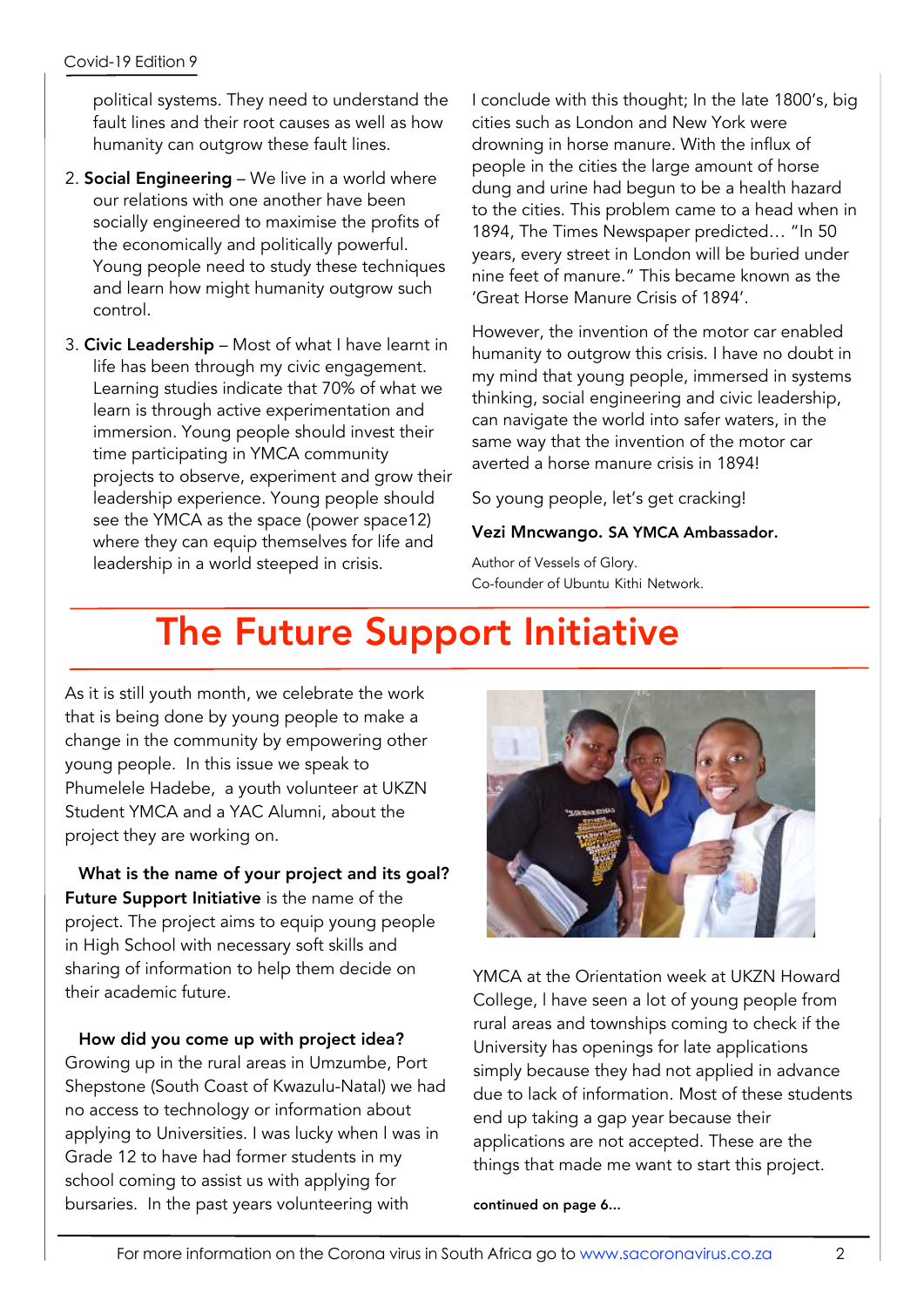political systems. They need to understand the fault lines and their root causes as well as how humanity can outgrow these fault lines.

2. **Social Engineering** – We live in a world where our relations with one another have been socially engineered to maximise the profits of the economically and politically powerful. Young people need to study these techniques and learn how might humanity outgrow such control.

3. **Civic Leadership** – Most of what I have learnt in life has been through my civic engagement. Learning studies indicate that 70% of what we learn is through active experimentation and immersion. Young people should invest their time participating in YMCA community projects to observe, experiment and grow their leadership experience. Young people should see the YMCA as the space (power space12) where they can equip themselves for life and leadership in a world steeped in crisis.

I conclude with this thought; In the late 1800's, big cities such as London and New York were drowning in horse manure. With the influx of people in the cities the large amount of horse dung and urine had begun to be a health hazard to the cities. This problem came to a head when in 1894, The Times Newspaper predicted… "In 50 years, every street in London will be buried under nine feet of manure." This became known as the 'Great Horse Manure Crisis of 1894'.

However, the invention of the motor car enabled humanity to outgrow this crisis. I have no doubt in my mind that young people, immersed in systems thinking, social engineering and civic leadership, can navigate the world into safer waters, in the same way that the invention of the motor car averted a horse manure crisis in 1894!

So young people, let's get cracking!

**Vezi Mncwango. SA YMCA Ambassador.**

Author of Vessels of Glory.
Co-founder of Ubuntu Kithi Network.

# The Future Support Initiative

As it is still youth month, we celebrate the work that is being done by young people to make a change in the community by empowering other young people. In this issue we speak to Phumelele Hadebe, a youth volunteer at UKZN Student YMCA and a YAC Alumni, about the project they are working on.

**What is the name of your project and its goal?**
**Future Support Initiative** is the name of the project. The project aims to equip young people in High School with necessary soft skills and sharing of information to help them decide on their academic future.

**How did you come up with project idea?**
Growing up in the rural areas in Umzumbe, Port Shepstone (South Coast of Kwazulu-Natal) we had no access to technology or information about applying to Universities. I was lucky when I was in Grade 12 to have had former students in my school coming to assist us with applying for bursaries. In the past years volunteering with YMCA at the Orientation week at UKZN Howard College, I have seen a lot of young people from rural areas and townships coming to check if the University has openings for late applications simply because they had not applied in advance due to lack of information. Most of these students end up taking a gap year because their applications are not accepted. These are the things that made me want to start this project.

**continued on page 6...**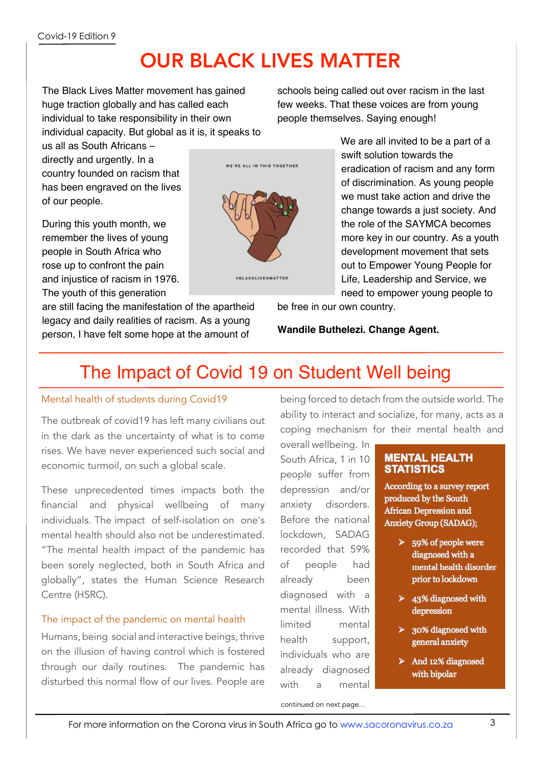# OUR BLACK LIVES MATTER

The Black Lives Matter movement has gained huge traction globally and has called each individual to take responsibility in their own individual capacity. But global as it is, it speaks to us all as South Africans – directly and urgently. In a country founded on racism that has been engraved on the lives of our people.

During this youth month, we remember the lives of young people in South Africa who rose up to confront the pain and injustice of racism in 1976. The youth of this generation are still facing the manifestation of the apartheid legacy and daily realities of racism. As a young person, I have felt some hope at the amount of schools being called out over racism in the last few weeks. That these voices are from young people themselves. Saying enough!

We are all invited to be a part of a swift solution towards the eradication of racism and any form of discrimination. As young people we must take action and drive the change towards a just society. And the role of the SAYMCA becomes more key in our country. As a youth development movement that sets out to Empower Young People for Life, Leadership and Service, we need to empower young people to be free in our own country.

**Wandile Buthelezi. Change Agent.**

# The Impact of Covid 19 on Student Well being

### Mental health of students during Covid19

The outbreak of covid19 has left many civilians out in the dark as the uncertainty of what is to come rises. We have never experienced such social and economic turmoil, on such a global scale.

These unprecedented times impacts both the financial and physical wellbeing of many individuals. The impact of self-isolation on one's mental health should also not be underestimated. "The mental health impact of the pandemic has been sorely neglected, both in South Africa and globally", states the Human Science Research Centre (HSRC).

### The impact of the pandemic on mental health

Humans, being social and interactive beings, thrive on the illusion of having control which is fostered through our daily routines. The pandemic has disturbed this normal flow of our lives. People are being forced to detach from the outside world. The ability to interact and socialize, for many, acts as a coping mechanism for their mental health and overall wellbeing. In South Africa, 1 in 10 people suffer from depression and/or anxiety disorders. Before the national lockdown, SADAG recorded that 59% of people had already been diagnosed with a mental illness. With limited mental health support, individuals who are already diagnosed with a mental

continued on next page...

**MENTAL HEALTH STATISTICS**

**According to a survey report produced by the South African Depression and Anxiety Group (SADAG);**

- **59% of people were diagnosed with a mental health disorder prior to lockdown**
- **43% diagnosed with depression**
- **30% diagnosed with general anxiety**
- **And 12% diagnosed with bipolar**

For more information on the Corona virus in South Africa go to www.sacoronavirus.co.za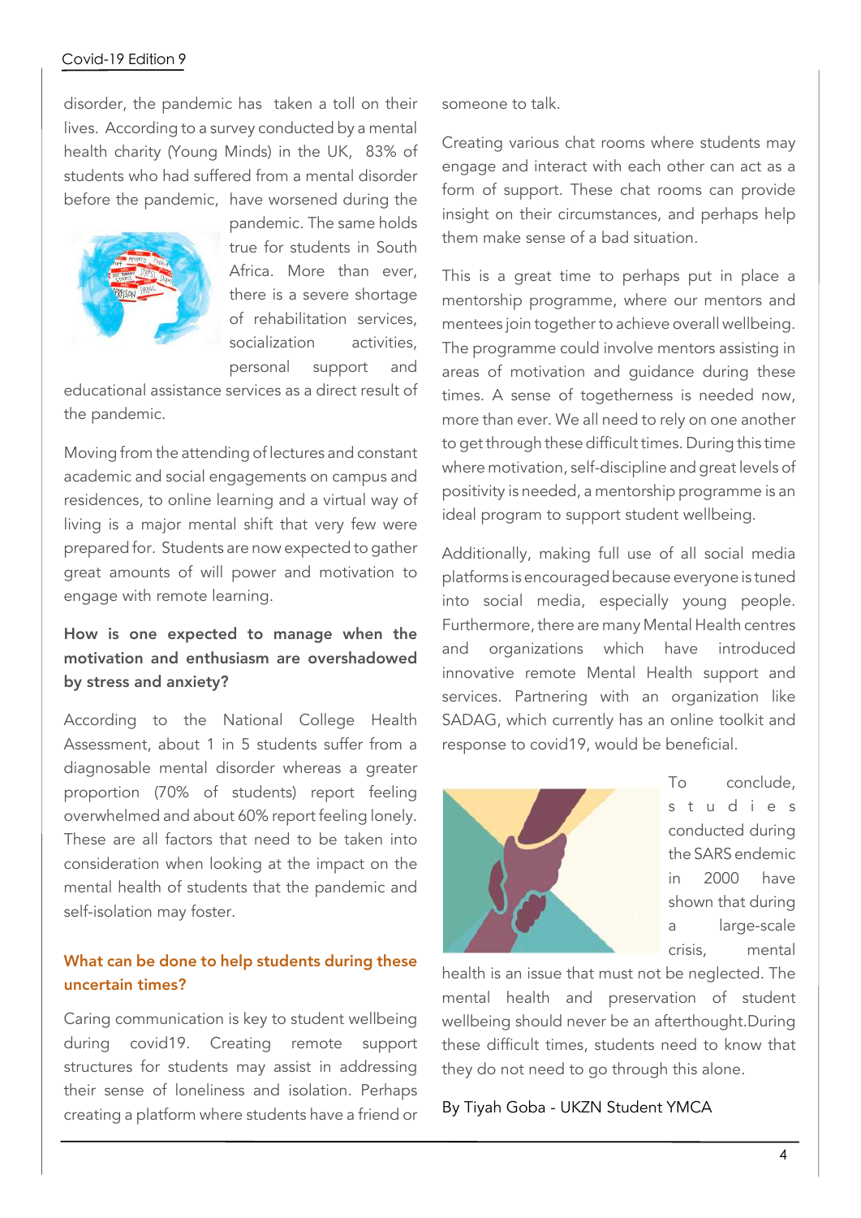disorder, the pandemic has taken a toll on their lives. According to a survey conducted by a mental health charity (Young Minds) in the UK, 83% of students who had suffered from a mental disorder before the pandemic, have worsened during the pandemic. The same holds true for students in South Africa. More than ever, there is a severe shortage of rehabilitation services, socialization activities, personal support and educational assistance services as a direct result of the pandemic.

Moving from the attending of lectures and constant academic and social engagements on campus and residences, to online learning and a virtual way of living is a major mental shift that very few were prepared for. Students are now expected to gather great amounts of will power and motivation to engage with remote learning.

**How is one expected to manage when the motivation and enthusiasm are overshadowed by stress and anxiety?**

According to the National College Health Assessment, about 1 in 5 students suffer from a diagnosable mental disorder whereas a greater proportion (70% of students) report feeling overwhelmed and about 60% report feeling lonely. These are all factors that need to be taken into consideration when looking at the impact on the mental health of students that the pandemic and self-isolation may foster.

**What can be done to help students during these uncertain times?**

Caring communication is key to student wellbeing during covid19. Creating remote support structures for students may assist in addressing their sense of loneliness and isolation. Perhaps creating a platform where students have a friend or someone to talk.

Creating various chat rooms where students may engage and interact with each other can act as a form of support. These chat rooms can provide insight on their circumstances, and perhaps help them make sense of a bad situation.

This is a great time to perhaps put in place a mentorship programme, where our mentors and mentees join together to achieve overall wellbeing. The programme could involve mentors assisting in areas of motivation and guidance during these times. A sense of togetherness is needed now, more than ever. We all need to rely on one another to get through these difficult times. During this time where motivation, self-discipline and great levels of positivity is needed, a mentorship programme is an ideal program to support student wellbeing.

Additionally, making full use of all social media platforms is encouraged because everyone is tuned into social media, especially young people. Furthermore, there are many Mental Health centres and organizations which have introduced innovative remote Mental Health support and services. Partnering with an organization like SADAG, which currently has an online toolkit and response to covid19, would be beneficial.

To conclude, studies conducted during the SARS endemic in 2000 have shown that during a large-scale crisis, mental health is an issue that must not be neglected. The mental health and preservation of student wellbeing should never be an afterthought.During these difficult times, students need to know that they do not need to go through this alone.

By Tiyah Goba - UKZN Student YMCA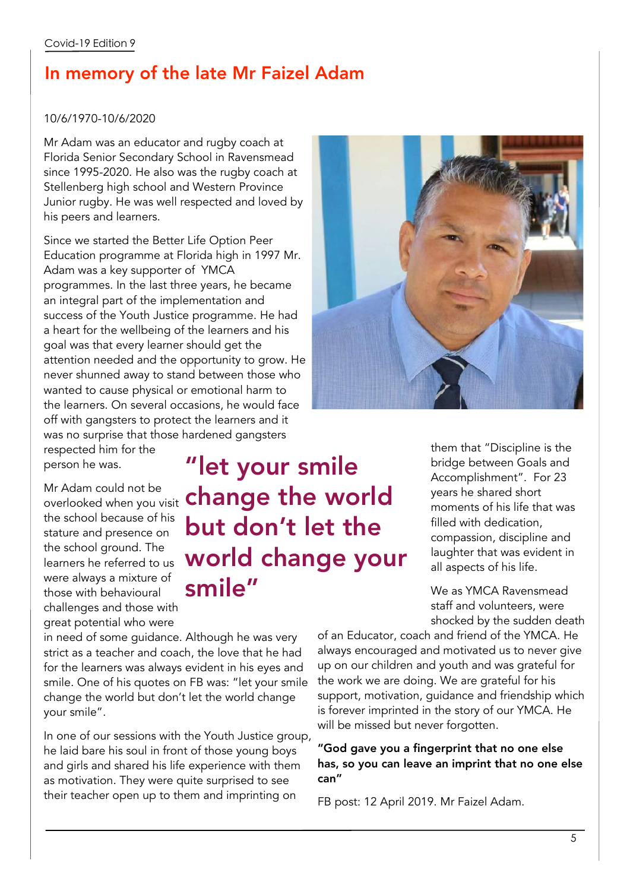# In memory of the late Mr Faizel Adam

10/6/1970-10/6/2020

Mr Adam was an educator and rugby coach at Florida Senior Secondary School in Ravensmead since 1995-2020. He also was the rugby coach at Stellenberg high school and Western Province Junior rugby. He was well respected and loved by his peers and learners.

Since we started the Better Life Option Peer Education programme at Florida high in 1997 Mr. Adam was a key supporter of YMCA programmes. In the last three years, he became an integral part of the implementation and success of the Youth Justice programme. He had a heart for the wellbeing of the learners and his goal was that every learner should get the attention needed and the opportunity to grow. He never shunned away to stand between those who wanted to cause physical or emotional harm to the learners. On several occasions, he would face off with gangsters to protect the learners and it was no surprise that those hardened gangsters respected him for the person he was.

Mr Adam could not be overlooked when you visit the school because of his stature and presence on the school ground. The learners he referred to us were always a mixture of those with behavioural challenges and those with great potential who were in need of some guidance. Although he was very strict as a teacher and coach, the love that he had for the learners was always evident in his eyes and smile. One of his quotes on FB was: "let your smile change the world but don't let the world change your smile".

## "let your smile change the world but don't let the world change your smile"

In one of our sessions with the Youth Justice group, he laid bare his soul in front of those young boys and girls and shared his life experience with them as motivation. They were quite surprised to see their teacher open up to them and imprinting on them that "Discipline is the bridge between Goals and Accomplishment". For 23 years he shared short moments of his life that was filled with dedication, compassion, discipline and laughter that was evident in all aspects of his life.

We as YMCA Ravensmead staff and volunteers, were shocked by the sudden death of an Educator, coach and friend of the YMCA. He always encouraged and motivated us to never give up on our children and youth and was grateful for the work we are doing. We are grateful for his support, motivation, guidance and friendship which is forever imprinted in the story of our YMCA. He will be missed but never forgotten.

**"God gave you a fingerprint that no one else has, so you can leave an imprint that no one else can"**

FB post: 12 April 2019. Mr Faizel Adam.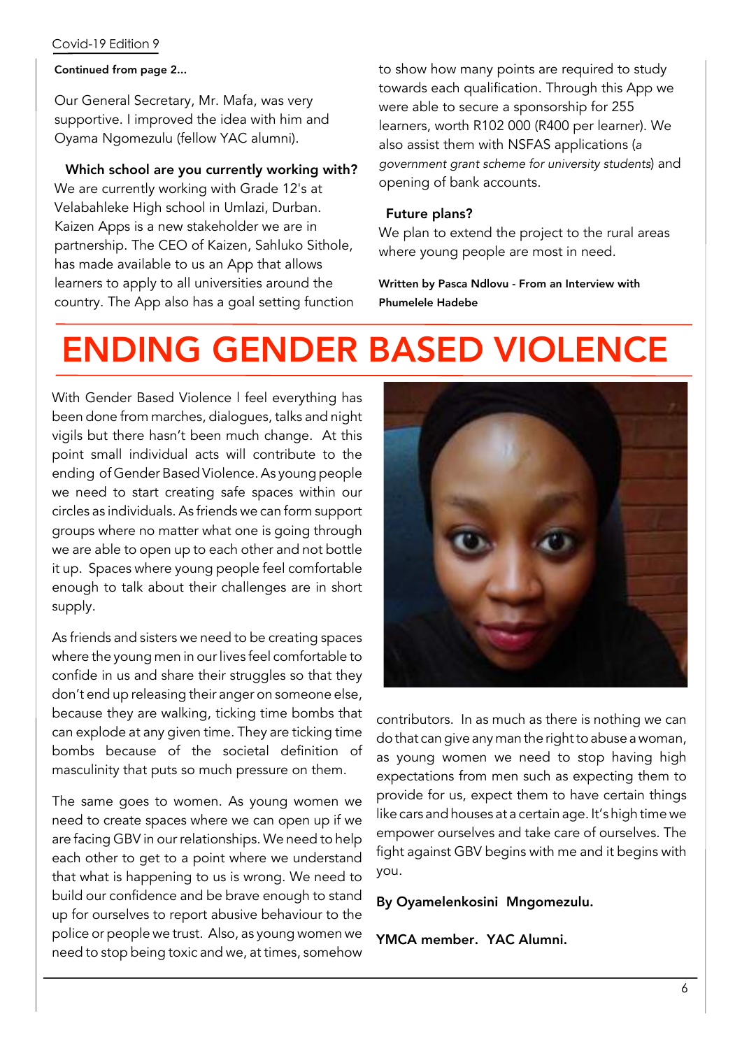Continued from page 2...

Our General Secretary, Mr. Mafa, was very supportive. I improved the idea with him and Oyama Ngomezulu (fellow YAC alumni).

**Which school are you currently working with?**

We are currently working with Grade 12's at Velabahleke High school in Umlazi, Durban. Kaizen Apps is a new stakeholder we are in partnership. The CEO of Kaizen, Sahluko Sithole, has made available to us an App that allows learners to apply to all universities around the country. The App also has a goal setting function to show how many points are required to study towards each qualification. Through this App we were able to secure a sponsorship for 255 learners, worth R102 000 (R400 per learner). We also assist them with NSFAS applications (*a government grant scheme for university students*) and opening of bank accounts.

**Future plans?**

We plan to extend the project to the rural areas where young people are most in need.

**Written by Pasca Ndlovu - From an Interview with Phumelele Hadebe**

# ENDING GENDER BASED VIOLENCE

With Gender Based Violence I feel everything has been done from marches, dialogues, talks and night vigils but there hasn't been much change. At this point small individual acts will contribute to the ending of Gender Based Violence. As young people we need to start creating safe spaces within our circles as individuals. As friends we can form support groups where no matter what one is going through we are able to open up to each other and not bottle it up. Spaces where young people feel comfortable enough to talk about their challenges are in short supply.

As friends and sisters we need to be creating spaces where the young men in our lives feel comfortable to confide in us and share their struggles so that they don't end up releasing their anger on someone else, because they are walking, ticking time bombs that can explode at any given time. They are ticking time bombs because of the societal definition of masculinity that puts so much pressure on them.

The same goes to women. As young women we need to create spaces where we can open up if we are facing GBV in our relationships. We need to help each other to get to a point where we understand that what is happening to us is wrong. We need to build our confidence and be brave enough to stand up for ourselves to report abusive behaviour to the police or people we trust. Also, as young women we need to stop being toxic and we, at times, somehow contributors. In as much as there is nothing we can do that can give any man the right to abuse a woman, as young women we need to stop having high expectations from men such as expecting them to provide for us, expect them to have certain things like cars and houses at a certain age. It's high time we empower ourselves and take care of ourselves. The fight against GBV begins with me and it begins with you.

**By Oyamelenkosini Mngomezulu.**

**YMCA member. YAC Alumni.**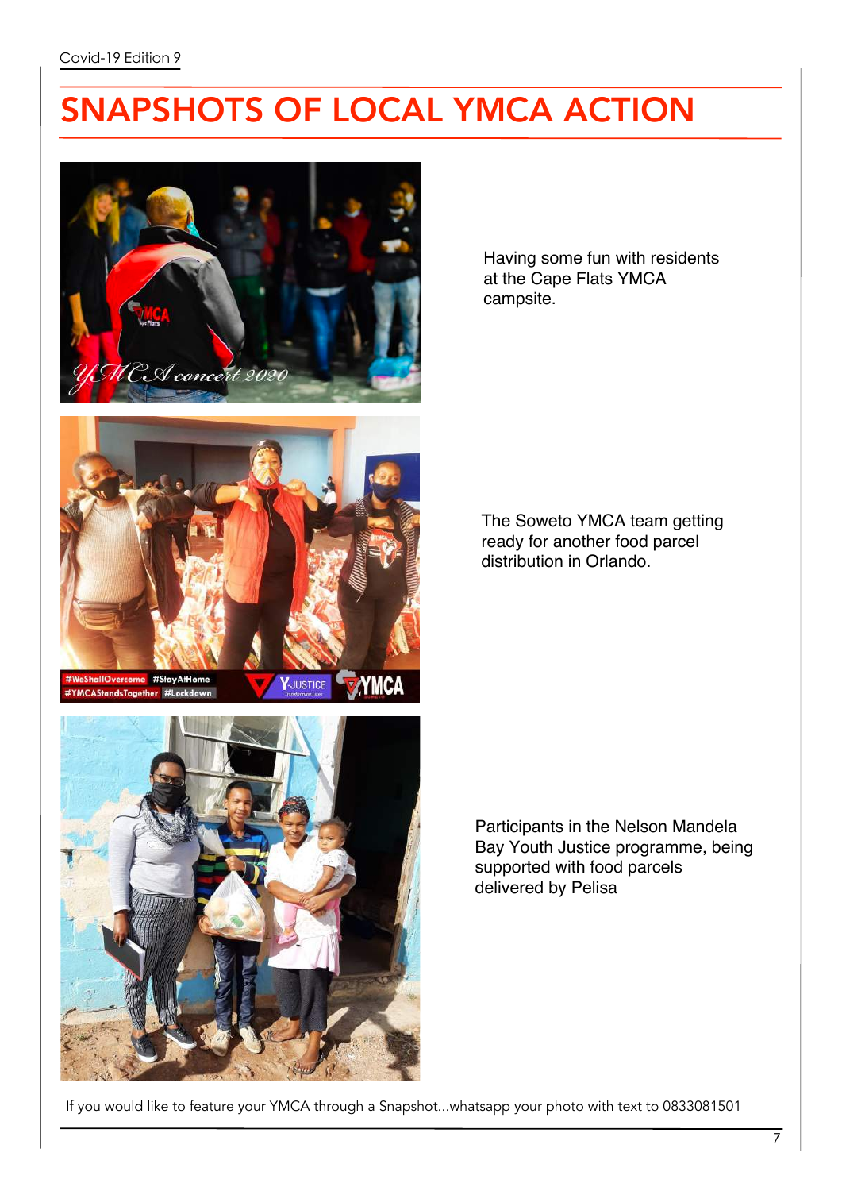# SNAPSHOTS OF LOCAL YMCA ACTION

Having some fun with residents at the Cape Flats YMCA campsite.

The Soweto YMCA team getting ready for another food parcel distribution in Orlando.

Participants in the Nelson Mandela Bay Youth Justice programme, being supported with food parcels delivered by Pelisa

If you would like to feature your YMCA through a Snapshot...whatsapp your photo with text to 0833081501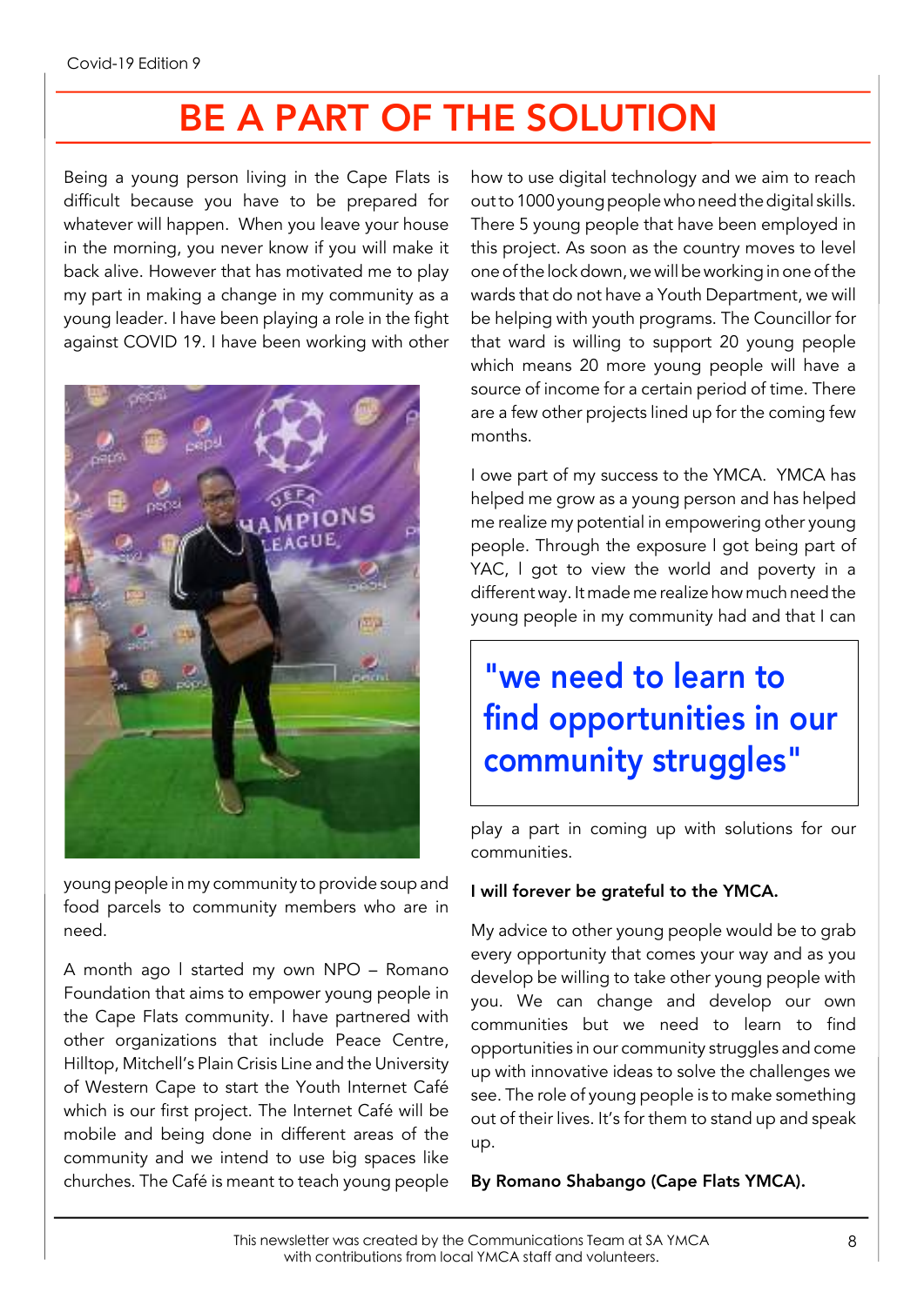# BE A PART OF THE SOLUTION

Being a young person living in the Cape Flats is difficult because you have to be prepared for whatever will happen. When you leave your house in the morning, you never know if you will make it back alive. However that has motivated me to play my part in making a change in my community as a young leader. I have been playing a role in the fight against COVID 19. I have been working with other young people in my community to provide soup and food parcels to community members who are in need.

A month ago I started my own NPO – Romano Foundation that aims to empower young people in the Cape Flats community. I have partnered with other organizations that include Peace Centre, Hilltop, Mitchell's Plain Crisis Line and the University of Western Cape to start the Youth Internet Café which is our first project. The Internet Café will be mobile and being done in different areas of the community and we intend to use big spaces like churches. The Café is meant to teach young people how to use digital technology and we aim to reach out to 1000 young people who need the digital skills. There 5 young people that have been employed in this project. As soon as the country moves to level one of the lock down, we will be working in one of the wards that do not have a Youth Department, we will be helping with youth programs. The Councillor for that ward is willing to support 20 young people which means 20 more young people will have a source of income for a certain period of time. There are a few other projects lined up for the coming few months.

I owe part of my success to the YMCA. YMCA has helped me grow as a young person and has helped me realize my potential in empowering other young people. Through the exposure I got being part of YAC, I got to view the world and poverty in a different way. It made me realize how much need the young people in my community had and that I can play a part in coming up with solutions for our communities.

> "we need to learn to find opportunities in our community struggles"

**I will forever be grateful to the YMCA.**

My advice to other young people would be to grab every opportunity that comes your way and as you develop be willing to take other young people with you. We can change and develop our own communities but we need to learn to find opportunities in our community struggles and come up with innovative ideas to solve the challenges we see. The role of young people is to make something out of their lives. It's for them to stand up and speak up.

**By Romano Shabango (Cape Flats YMCA).**

This newsletter was created by the Communications Team at SA YMCA with contributions from local YMCA staff and volunteers.